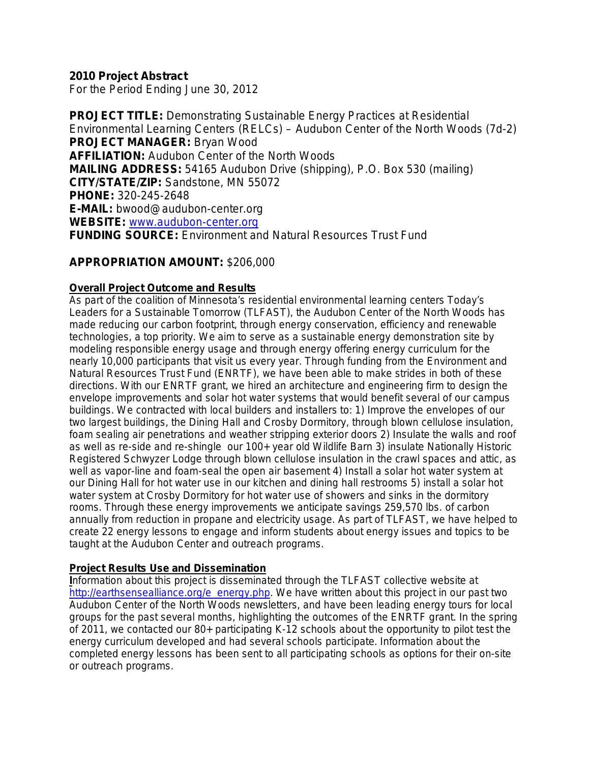**2010 Project Abstract**
For the Period Ending June 30, 2012

**PROJECT TITLE:** Demonstrating Sustainable Energy Practices at Residential Environmental Learning Centers (RELCs) – Audubon Center of the North Woods (7d-2)
**PROJECT MANAGER:** Bryan Wood
**AFFILIATION:** Audubon Center of the North Woods
**MAILING ADDRESS:** 54165 Audubon Drive (shipping), P.O. Box 530 (mailing)
**CITY/STATE/ZIP:** Sandstone, MN 55072
**PHONE:** 320-245-2648
**E-MAIL:** bwood@audubon-center.org
**WEBSITE:** www.audubon-center.org
**FUNDING SOURCE:** Environment and Natural Resources Trust Fund

**APPROPRIATION AMOUNT:** $206,000

**Overall Project Outcome and Results**

As part of the coalition of Minnesota's residential environmental learning centers Today's Leaders for a Sustainable Tomorrow (TLFAST), the Audubon Center of the North Woods has made reducing our carbon footprint, through energy conservation, efficiency and renewable technologies, a top priority. We aim to serve as a sustainable energy demonstration site by modeling responsible energy usage and through energy offering energy curriculum for the nearly 10,000 participants that visit us every year. Through funding from the Environment and Natural Resources Trust Fund (ENRTF), we have been able to make strides in both of these directions. With our ENRTF grant, we hired an architecture and engineering firm to design the envelope improvements and solar hot water systems that would benefit several of our campus buildings. We contracted with local builders and installers to: 1) Improve the envelopes of our two largest buildings, the Dining Hall and Crosby Dormitory, through blown cellulose insulation, foam sealing air penetrations and weather stripping exterior doors 2) Insulate the walls and roof as well as re-side and re-shingle our 100+ year old Wildlife Barn 3) insulate Nationally Historic Registered Schwyzer Lodge through blown cellulose insulation in the crawl spaces and attic, as well as vapor-line and foam-seal the open air basement 4) Install a solar hot water system at our Dining Hall for hot water use in our kitchen and dining hall restrooms 5) install a solar hot water system at Crosby Dormitory for hot water use of showers and sinks in the dormitory rooms. Through these energy improvements we anticipate savings 259,570 lbs. of carbon annually from reduction in propane and electricity usage. As part of TLFAST, we have helped to create 22 energy lessons to engage and inform students about energy issues and topics to be taught at the Audubon Center and outreach programs.

**Project Results Use and Dissemination**

Information about this project is disseminated through the TLFAST collective website at http://earthsensealliance.org/e_energy.php. We have written about this project in our past two Audubon Center of the North Woods newsletters, and have been leading energy tours for local groups for the past several months, highlighting the outcomes of the ENRTF grant. In the spring of 2011, we contacted our 80+ participating K-12 schools about the opportunity to pilot test the energy curriculum developed and had several schools participate. Information about the completed energy lessons has been sent to all participating schools as options for their on-site or outreach programs.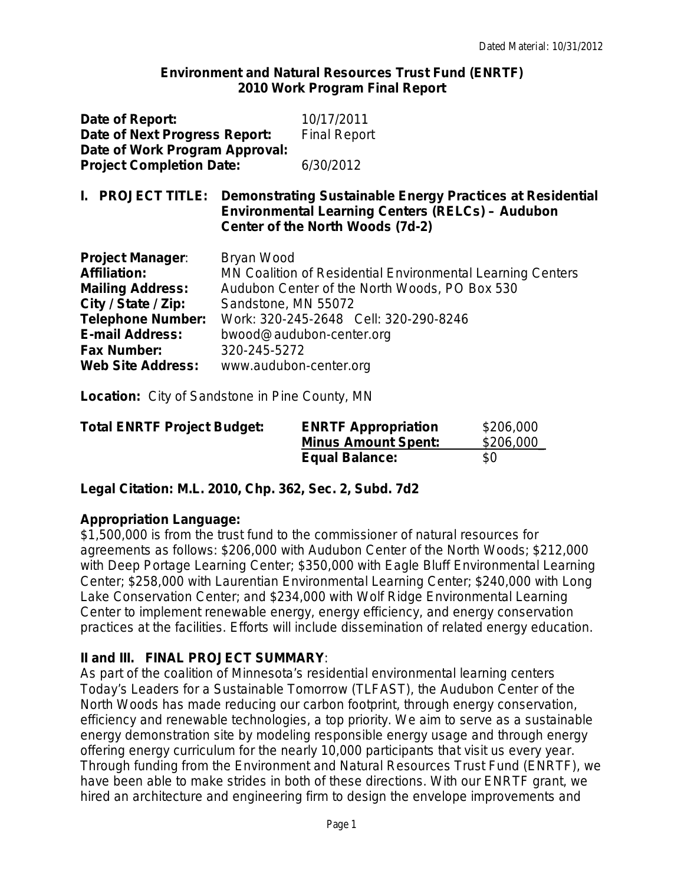Dated Material: 10/31/2012

**Environment and Natural Resources Trust Fund (ENRTF)**
**2010 Work Program Final Report**

| | |
|---|---|
| **Date of Report:** | 10/17/2011 |
| **Date of Next Progress Report:** | Final Report |
| **Date of Work Program Approval:** | |
| **Project Completion Date:** | 6/30/2012 |

## I. PROJECT TITLE: Demonstrating Sustainable Energy Practices at Residential Environmental Learning Centers (RELCs) – Audubon Center of the North Woods (7d-2)

| | |
|---|---|
| **Project Manager**: | Bryan Wood |
| **Affiliation:** | MN Coalition of Residential Environmental Learning Centers |
| **Mailing Address:** | Audubon Center of the North Woods, PO Box 530 |
| **City / State / Zip:** | Sandstone, MN 55072 |
| **Telephone Number:** | Work: 320-245-2648 Cell: 320-290-8246 |
| **E-mail Address:** | bwood@audubon-center.org |
| **Fax Number:** | 320-245-5272 |
| **Web Site Address:** | www.audubon-center.org |

**Location:** City of Sandstone in Pine County, MN

| **Total ENRTF Project Budget:** | **ENRTF Appropriation** | $206,000 |
|---|---|---|
| | **Minus Amount Spent:** | $206,000 |
| | **Equal Balance:** | $0 |

**Legal Citation: M.L. 2010, Chp. 362, Sec. 2, Subd. 7d2**

**Appropriation Language:**
$1,500,000 is from the trust fund to the commissioner of natural resources for agreements as follows: $206,000 with Audubon Center of the North Woods; $212,000 with Deep Portage Learning Center; $350,000 with Eagle Bluff Environmental Learning Center; $258,000 with Laurentian Environmental Learning Center; $240,000 with Long Lake Conservation Center; and $234,000 with Wolf Ridge Environmental Learning Center to implement renewable energy, energy efficiency, and energy conservation practices at the facilities. Efforts will include dissemination of related energy education.

## II and III. FINAL PROJECT SUMMARY:

As part of the coalition of Minnesota's residential environmental learning centers Today's Leaders for a Sustainable Tomorrow (TLFAST), the Audubon Center of the North Woods has made reducing our carbon footprint, through energy conservation, efficiency and renewable technologies, a top priority. We aim to serve as a sustainable energy demonstration site by modeling responsible energy usage and through energy offering energy curriculum for the nearly 10,000 participants that visit us every year. Through funding from the Environment and Natural Resources Trust Fund (ENRTF), we have been able to make strides in both of these directions. With our ENRTF grant, we hired an architecture and engineering firm to design the envelope improvements and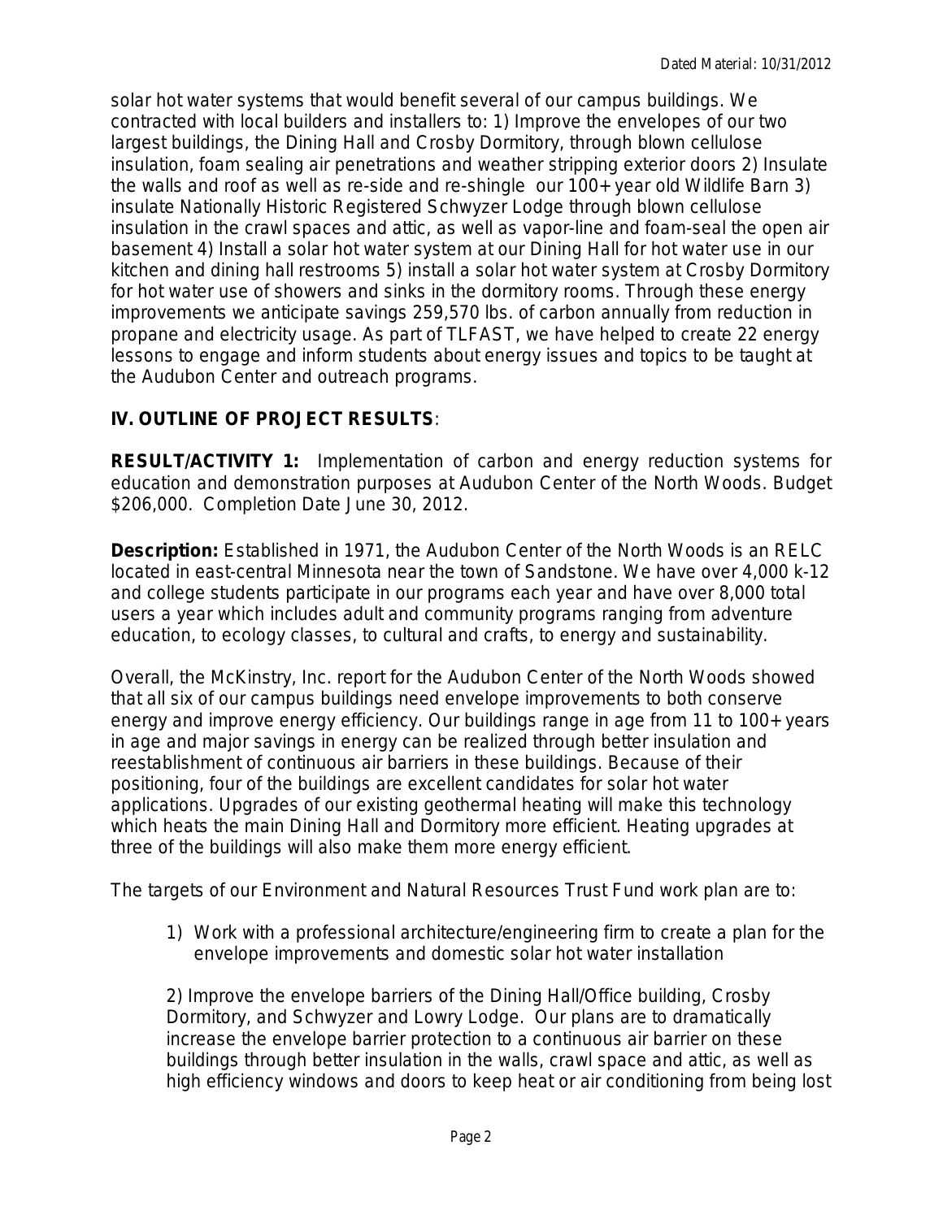solar hot water systems that would benefit several of our campus buildings. We contracted with local builders and installers to: 1) Improve the envelopes of our two largest buildings, the Dining Hall and Crosby Dormitory, through blown cellulose insulation, foam sealing air penetrations and weather stripping exterior doors 2) Insulate the walls and roof as well as re-side and re-shingle our 100+ year old Wildlife Barn 3) insulate Nationally Historic Registered Schwyzer Lodge through blown cellulose insulation in the crawl spaces and attic, as well as vapor-line and foam-seal the open air basement 4) Install a solar hot water system at our Dining Hall for hot water use in our kitchen and dining hall restrooms 5) install a solar hot water system at Crosby Dormitory for hot water use of showers and sinks in the dormitory rooms. Through these energy improvements we anticipate savings 259,570 lbs. of carbon annually from reduction in propane and electricity usage. As part of TLFAST, we have helped to create 22 energy lessons to engage and inform students about energy issues and topics to be taught at the Audubon Center and outreach programs.

## IV. OUTLINE OF PROJECT RESULTS:

**RESULT/ACTIVITY 1:** Implementation of carbon and energy reduction systems for education and demonstration purposes at Audubon Center of the North Woods. Budget $206,000. Completion Date June 30, 2012.

**Description:** Established in 1971, the Audubon Center of the North Woods is an RELC located in east-central Minnesota near the town of Sandstone. We have over 4,000 k-12 and college students participate in our programs each year and have over 8,000 total users a year which includes adult and community programs ranging from adventure education, to ecology classes, to cultural and crafts, to energy and sustainability.

Overall, the McKinstry, Inc. report for the Audubon Center of the North Woods showed that all six of our campus buildings need envelope improvements to both conserve energy and improve energy efficiency. Our buildings range in age from 11 to 100+ years in age and major savings in energy can be realized through better insulation and reestablishment of continuous air barriers in these buildings. Because of their positioning, four of the buildings are excellent candidates for solar hot water applications. Upgrades of our existing geothermal heating will make this technology which heats the main Dining Hall and Dormitory more efficient. Heating upgrades at three of the buildings will also make them more energy efficient.

The targets of our Environment and Natural Resources Trust Fund work plan are to:

1) Work with a professional architecture/engineering firm to create a plan for the envelope improvements and domestic solar hot water installation

2) Improve the envelope barriers of the Dining Hall/Office building, Crosby Dormitory, and Schwyzer and Lowry Lodge. Our plans are to dramatically increase the envelope barrier protection to a continuous air barrier on these buildings through better insulation in the walls, crawl space and attic, as well as high efficiency windows and doors to keep heat or air conditioning from being lost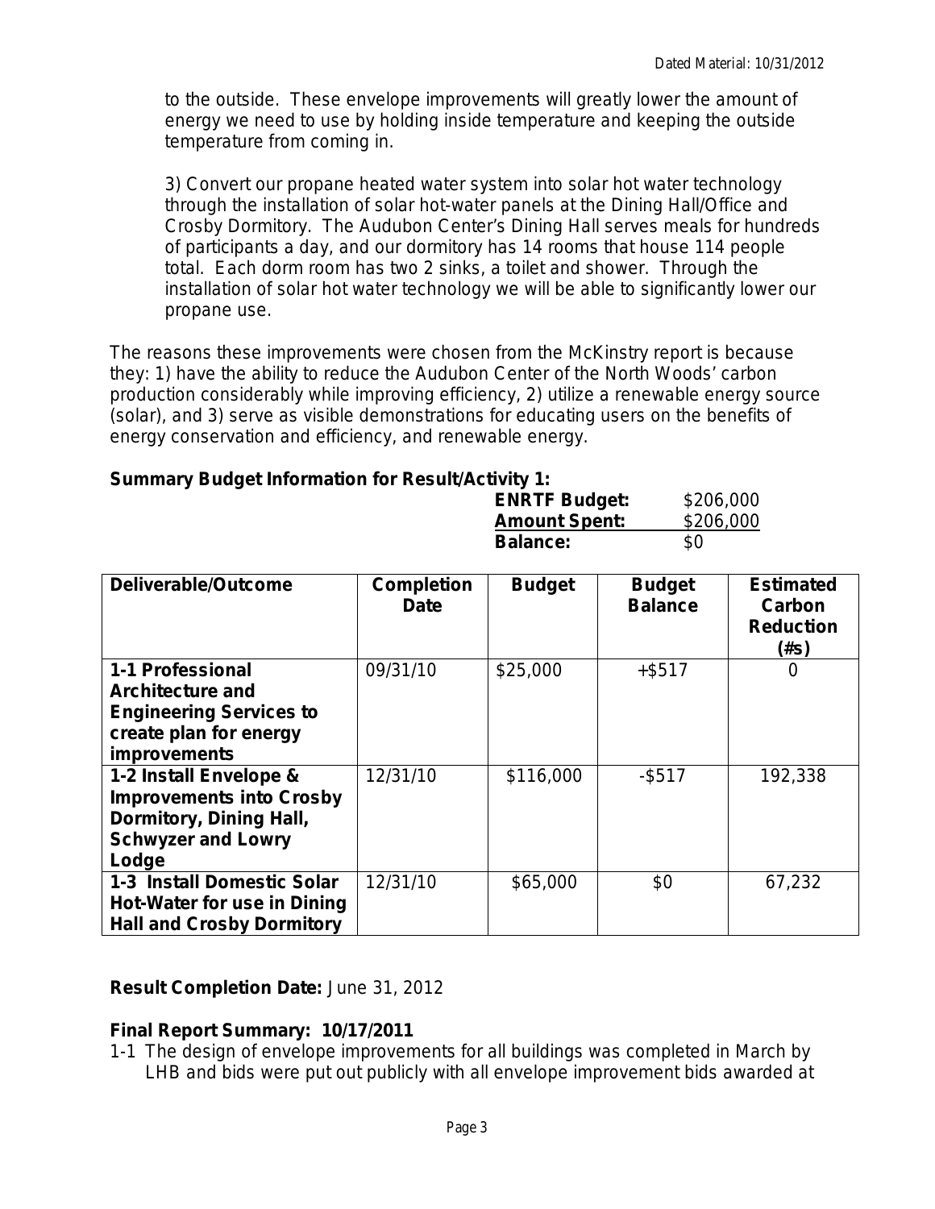to the outside. These envelope improvements will greatly lower the amount of energy we need to use by holding inside temperature and keeping the outside temperature from coming in.

3) Convert our propane heated water system into solar hot water technology through the installation of solar hot-water panels at the Dining Hall/Office and Crosby Dormitory. The Audubon Center's Dining Hall serves meals for hundreds of participants a day, and our dormitory has 14 rooms that house 114 people total. Each dorm room has two 2 sinks, a toilet and shower. Through the installation of solar hot water technology we will be able to significantly lower our propane use.

The reasons these improvements were chosen from the McKinstry report is because they: 1) have the ability to reduce the Audubon Center of the North Woods' carbon production considerably while improving efficiency, 2) utilize a renewable energy source (solar), and 3) serve as visible demonstrations for educating users on the benefits of energy conservation and efficiency, and renewable energy.

**Summary Budget Information for Result/Activity 1:**

| | |
|---|---|
| **ENRTF Budget:** | \$206,000 |
| **Amount Spent:** | \$206,000 |
| **Balance:** | \$0 |

| Deliverable/Outcome | Completion Date | Budget | Budget Balance | Estimated Carbon Reduction (#s) |
|---|---|---|---|---|
| **1-1 Professional Architecture and Engineering Services to create plan for energy improvements** | 09/31/10 | \$25,000 | +\$517 | 0 |
| **1-2 Install Envelope & Improvements into Crosby Dormitory, Dining Hall, Schwyzer and Lowry Lodge** | 12/31/10 | \$116,000 | -\$517 | 192,338 |
| **1-3 Install Domestic Solar Hot-Water for use in Dining Hall and Crosby Dormitory** | 12/31/10 | \$65,000 | \$0 | 67,232 |

**Result Completion Date:** June 31, 2012

**Final Report Summary: 10/17/2011**

1-1 The design of envelope improvements for all buildings was completed in March by LHB and bids were put out publicly with all envelope improvement bids awarded at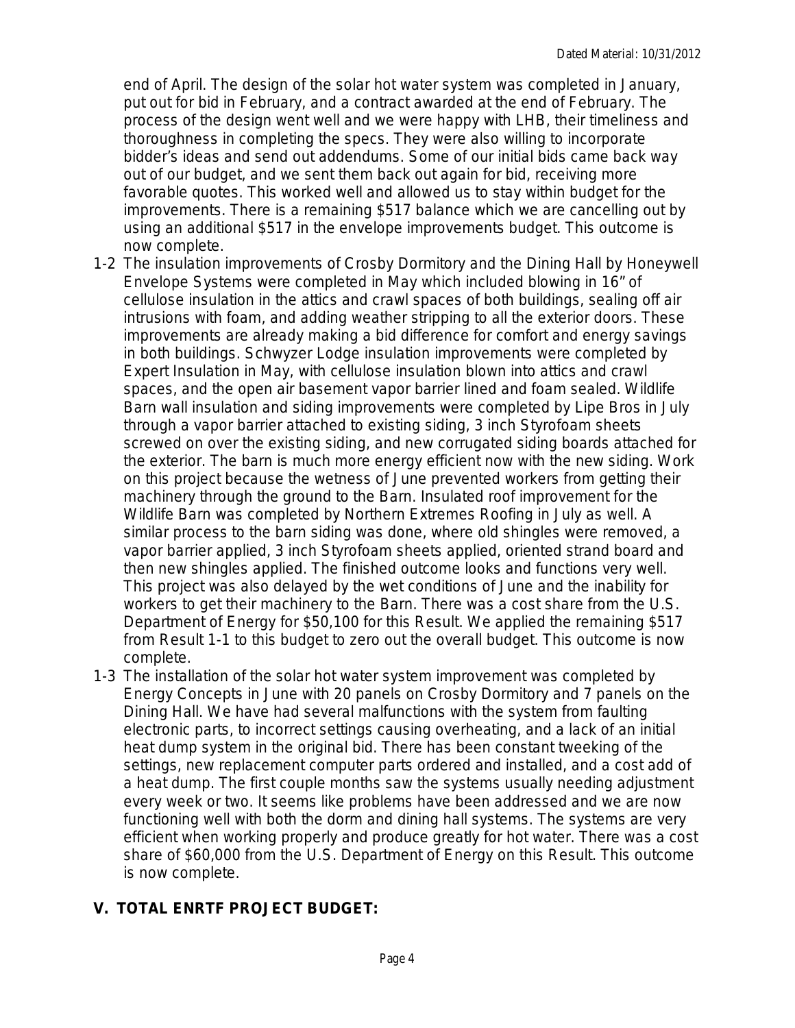end of April. The design of the solar hot water system was completed in January, put out for bid in February, and a contract awarded at the end of February. The process of the design went well and we were happy with LHB, their timeliness and thoroughness in completing the specs. They were also willing to incorporate bidder's ideas and send out addendums. Some of our initial bids came back way out of our budget, and we sent them back out again for bid, receiving more favorable quotes. This worked well and allowed us to stay within budget for the improvements. There is a remaining $517 balance which we are cancelling out by using an additional $517 in the envelope improvements budget. This outcome is now complete.

1-2 The insulation improvements of Crosby Dormitory and the Dining Hall by Honeywell Envelope Systems were completed in May which included blowing in 16" of cellulose insulation in the attics and crawl spaces of both buildings, sealing off air intrusions with foam, and adding weather stripping to all the exterior doors. These improvements are already making a bid difference for comfort and energy savings in both buildings. Schwyzer Lodge insulation improvements were completed by Expert Insulation in May, with cellulose insulation blown into attics and crawl spaces, and the open air basement vapor barrier lined and foam sealed. Wildlife Barn wall insulation and siding improvements were completed by Lipe Bros in July through a vapor barrier attached to existing siding, 3 inch Styrofoam sheets screwed on over the existing siding, and new corrugated siding boards attached for the exterior. The barn is much more energy efficient now with the new siding. Work on this project because the wetness of June prevented workers from getting their machinery through the ground to the Barn. Insulated roof improvement for the Wildlife Barn was completed by Northern Extremes Roofing in July as well. A similar process to the barn siding was done, where old shingles were removed, a vapor barrier applied, 3 inch Styrofoam sheets applied, oriented strand board and then new shingles applied. The finished outcome looks and functions very well. This project was also delayed by the wet conditions of June and the inability for workers to get their machinery to the Barn. There was a cost share from the U.S. Department of Energy for $50,100 for this Result. We applied the remaining $517 from Result 1-1 to this budget to zero out the overall budget. This outcome is now complete.

1-3 The installation of the solar hot water system improvement was completed by Energy Concepts in June with 20 panels on Crosby Dormitory and 7 panels on the Dining Hall. We have had several malfunctions with the system from faulting electronic parts, to incorrect settings causing overheating, and a lack of an initial heat dump system in the original bid. There has been constant tweeking of the settings, new replacement computer parts ordered and installed, and a cost add of a heat dump. The first couple months saw the systems usually needing adjustment every week or two. It seems like problems have been addressed and we are now functioning well with both the dorm and dining hall systems. The systems are very efficient when working properly and produce greatly for hot water. There was a cost share of $60,000 from the U.S. Department of Energy on this Result. This outcome is now complete.

## V. TOTAL ENRTF PROJECT BUDGET: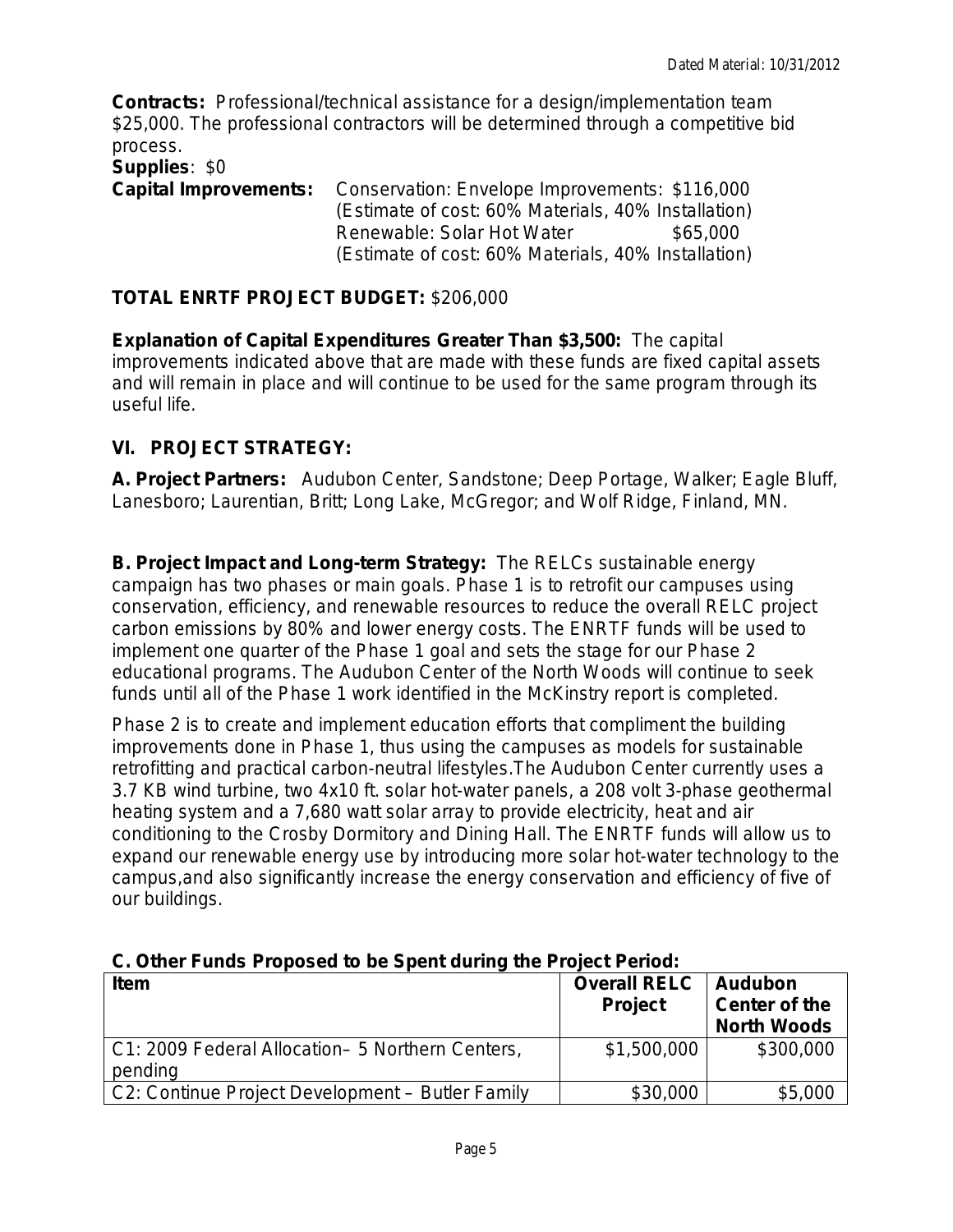Dated Material: 10/31/2012

**Contracts:** Professional/technical assistance for a design/implementation team $25,000. The professional contractors will be determined through a competitive bid process.

**Supplies**: $0

**Capital Improvements:** Conservation: Envelope Improvements: $116,000
(Estimate of cost: 60% Materials, 40% Installation)
Renewable: Solar Hot Water $65,000
(Estimate of cost: 60% Materials, 40% Installation)

**TOTAL ENRTF PROJECT BUDGET:** $206,000

**Explanation of Capital Expenditures Greater Than $3,500:** The capital improvements indicated above that are made with these funds are fixed capital assets and will remain in place and will continue to be used for the same program through its useful life.

## VI. PROJECT STRATEGY:

**A. Project Partners:** Audubon Center, Sandstone; Deep Portage, Walker; Eagle Bluff, Lanesboro; Laurentian, Britt; Long Lake, McGregor; and Wolf Ridge, Finland, MN.

**B. Project Impact and Long-term Strategy:** The RELCs sustainable energy campaign has two phases or main goals. Phase 1 is to retrofit our campuses using conservation, efficiency, and renewable resources to reduce the overall RELC project carbon emissions by 80% and lower energy costs. The ENRTF funds will be used to implement one quarter of the Phase 1 goal and sets the stage for our Phase 2 educational programs. The Audubon Center of the North Woods will continue to seek funds until all of the Phase 1 work identified in the McKinstry report is completed.

Phase 2 is to create and implement education efforts that compliment the building improvements done in Phase 1, thus using the campuses as models for sustainable retrofitting and practical carbon-neutral lifestyles.The Audubon Center currently uses a 3.7 KB wind turbine, two 4x10 ft. solar hot-water panels, a 208 volt 3-phase geothermal heating system and a 7,680 watt solar array to provide electricity, heat and air conditioning to the Crosby Dormitory and Dining Hall. The ENRTF funds will allow us to expand our renewable energy use by introducing more solar hot-water technology to the campus,and also significantly increase the energy conservation and efficiency of five of our buildings.

**C. Other Funds Proposed to be Spent during the Project Period:**

| Item | Overall RELC Project | Audubon Center of the North Woods |
|---|---|---|
| C1: 2009 Federal Allocation– 5 Northern Centers, pending | $1,500,000 | $300,000 |
| C2: Continue Project Development – Butler Family | $30,000 | $5,000 |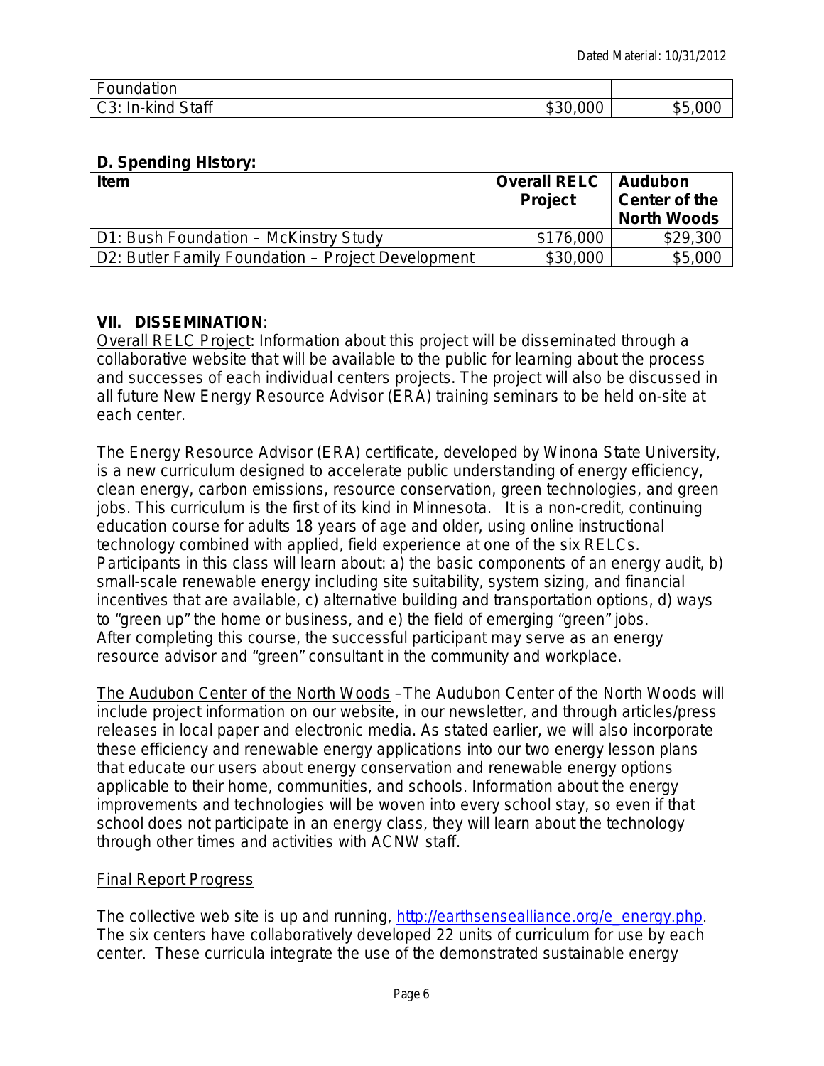| Foundation | | |
|---|---|---|
| C3: In-kind Staff | \$30,000 | \$5,000 |

**D. Spending HIstory:**

| Item | Overall RELC Project | Audubon Center of the North Woods |
|---|---|---|
| D1: Bush Foundation – McKinstry Study | \$176,000 | \$29,300 |
| D2: Butler Family Foundation – Project Development | \$30,000 | \$5,000 |

**VII. DISSEMINATION**:

Overall RELC Project: Information about this project will be disseminated through a collaborative website that will be available to the public for learning about the process and successes of each individual centers projects. The project will also be discussed in all future New Energy Resource Advisor (ERA) training seminars to be held on-site at each center.

The Energy Resource Advisor (ERA) certificate, developed by Winona State University, is a new curriculum designed to accelerate public understanding of energy efficiency, clean energy, carbon emissions, resource conservation, green technologies, and green jobs. This curriculum is the first of its kind in Minnesota. It is a non-credit, continuing education course for adults 18 years of age and older, using online instructional technology combined with applied, field experience at one of the six RELCs. Participants in this class will learn about: a) the basic components of an energy audit, b) small-scale renewable energy including site suitability, system sizing, and financial incentives that are available, c) alternative building and transportation options, d) ways to "green up" the home or business, and e) the field of emerging "green" jobs. After completing this course, the successful participant may serve as an energy resource advisor and "green" consultant in the community and workplace.

The Audubon Center of the North Woods –The Audubon Center of the North Woods will include project information on our website, in our newsletter, and through articles/press releases in local paper and electronic media. As stated earlier, we will also incorporate these efficiency and renewable energy applications into our two energy lesson plans that educate our users about energy conservation and renewable energy options applicable to their home, communities, and schools. Information about the energy improvements and technologies will be woven into every school stay, so even if that school does not participate in an energy class, they will learn about the technology through other times and activities with ACNW staff.

Final Report Progress

The collective web site is up and running, http://earthsensealliance.org/e_energy.php. The six centers have collaboratively developed 22 units of curriculum for use by each center. These curricula integrate the use of the demonstrated sustainable energy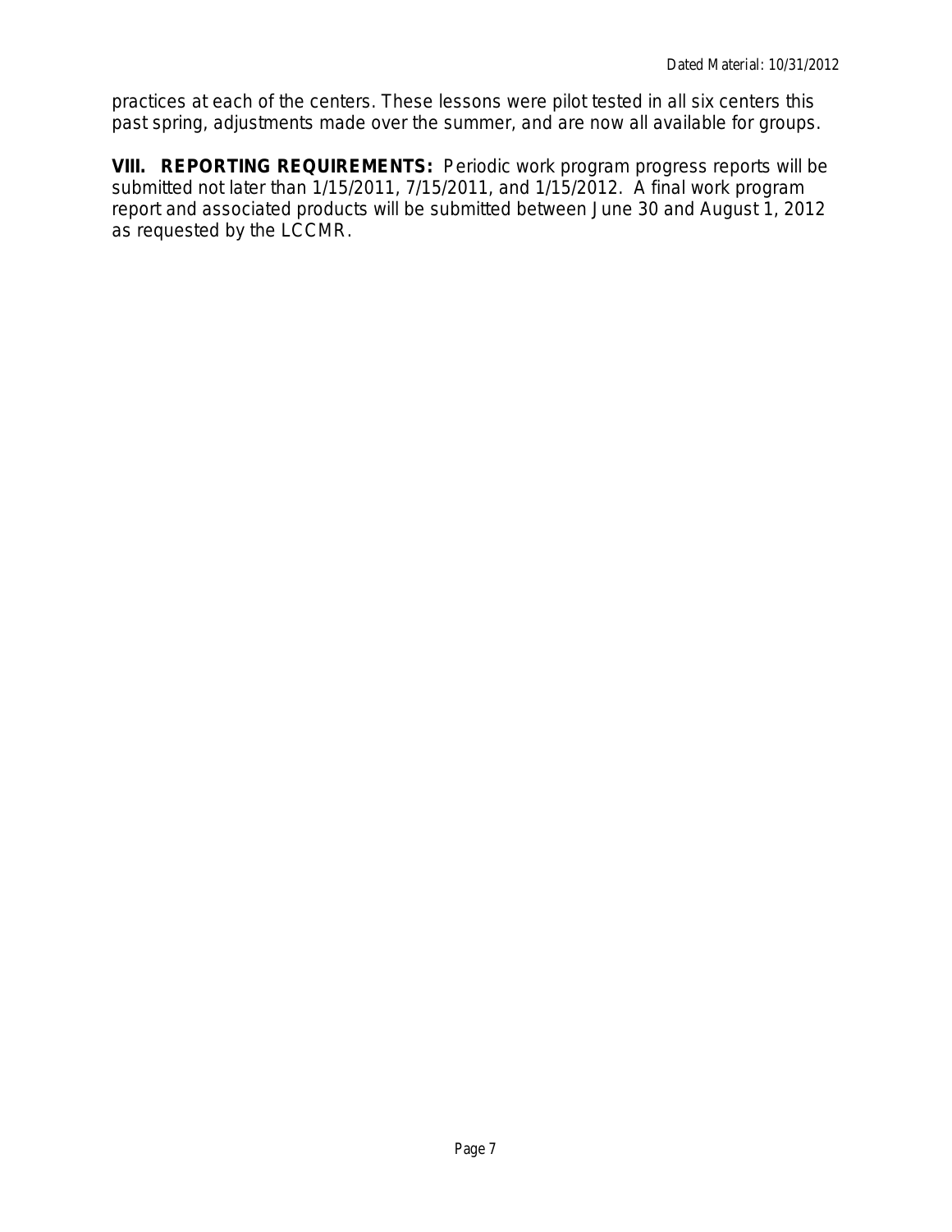practices at each of the centers. These lessons were pilot tested in all six centers this past spring, adjustments made over the summer, and are now all available for groups.

**VIII. REPORTING REQUIREMENTS:** Periodic work program progress reports will be submitted not later than 1/15/2011, 7/15/2011, and 1/15/2012. A final work program report and associated products will be submitted between June 30 and August 1, 2012 as requested by the LCCMR.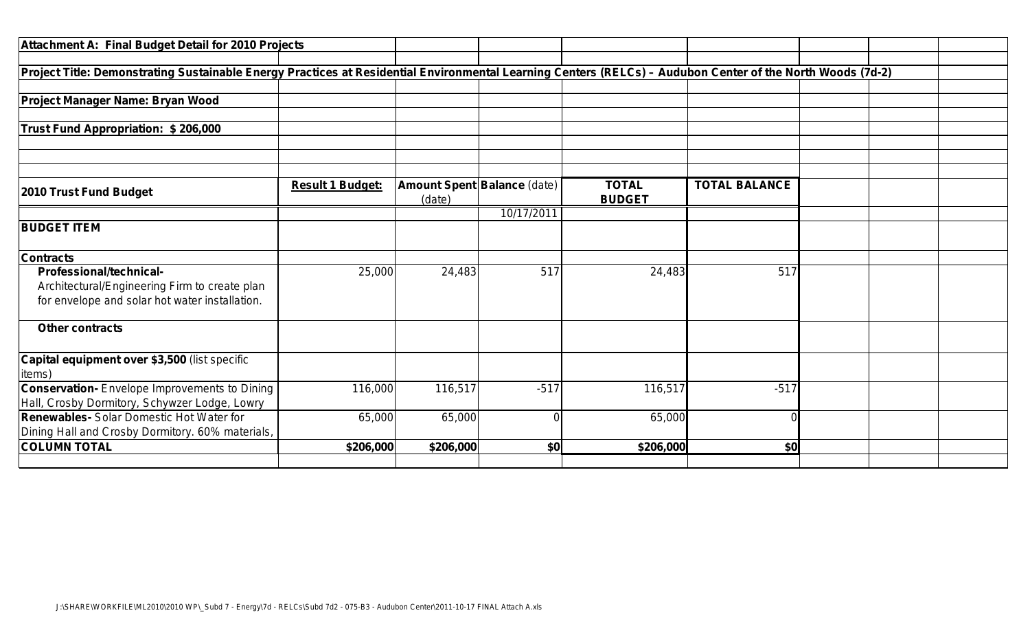**Attachment A: Final Budget Detail for 2010 Projects**

**Project Title: Demonstrating Sustainable Energy Practices at Residential Environmental Learning Centers (RELCs) – Audubon Center of the North Woods (7d-2)**

**Project Manager Name: Bryan Wood**

**Trust Fund Appropriation: $ 206,000**

| **2010 Trust Fund Budget** | **Result 1 Budget:** | **Amount Spent** (date) | **Balance** (date) | **TOTAL BUDGET** | **TOTAL BALANCE** |
|---|---|---|---|---|---|
| | | | 10/17/2011 | | |
| **BUDGET ITEM** | | | | | |
| **Contracts** | | | | | |
| **Professional/technical-** Architectural/Engineering Firm to create plan for envelope and solar hot water installation. | 25,000 | 24,483 | 517 | 24,483 | 517 |
| **Other contracts** | | | | | |
| **Capital equipment over $3,500** (list specific items) | | | | | |
| **Conservation-** Envelope Improvements to Dining Hall, Crosby Dormitory, Schywzer Lodge, Lowry | 116,000 | 116,517 | -517 | 116,517 | -517 |
| **Renewables-** Solar Domestic Hot Water for Dining Hall and Crosby Dormitory. 60% materials, | 65,000 | 65,000 | 0 | 65,000 | 0 |
| **COLUMN TOTAL** | **$206,000** | **$206,000** | **$0** | **$206,000** | **$0** |

J:\SHARE\WORKFILE\ML2010\2010 WP\_Subd 7 - Energy\7d - RELCs\Subd 7d2 - 075-B3 - Audubon Center\2011-10-17 FINAL Attach A.xls